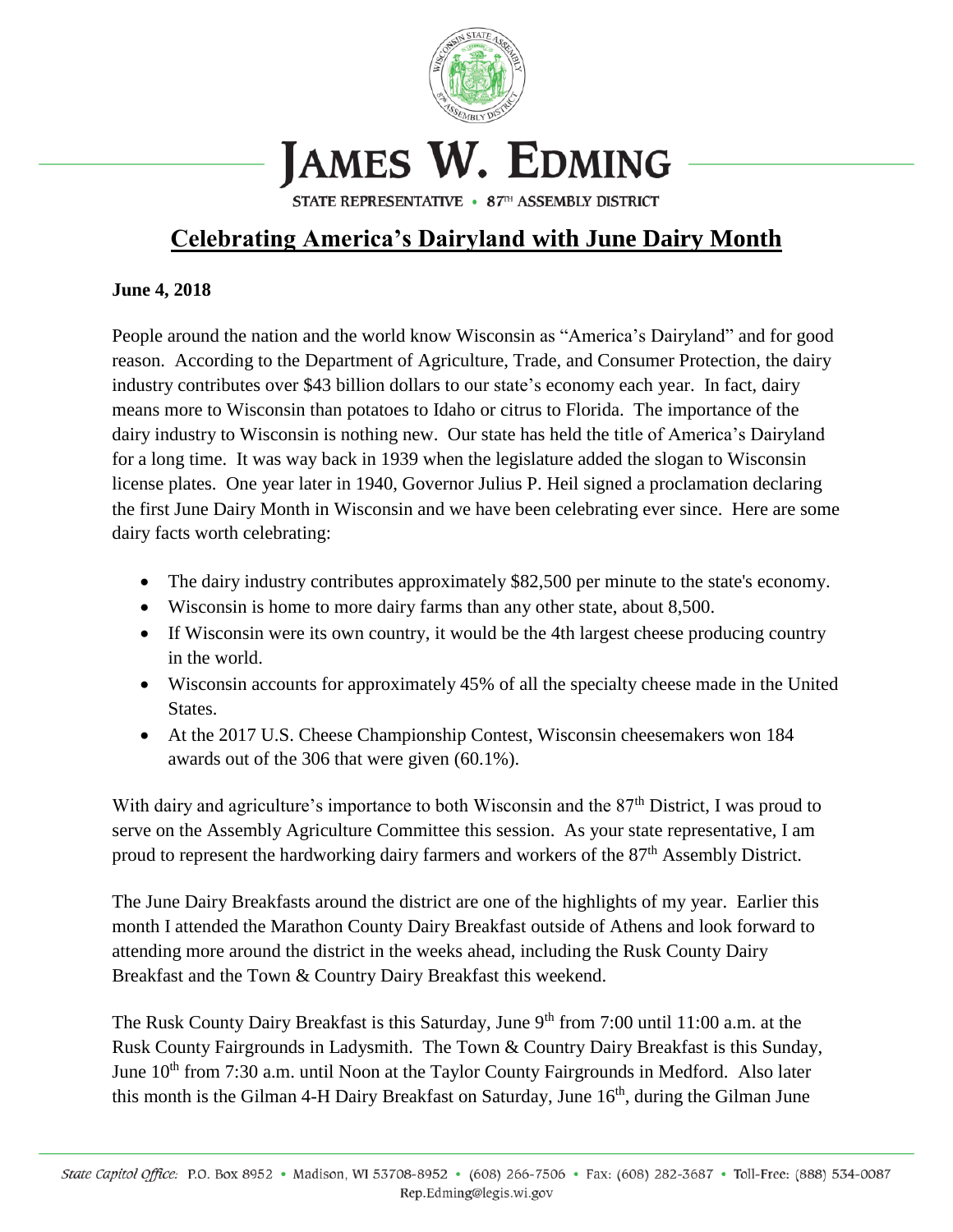# JAMES W. EDMING

STATE REPRESENTATIVE • 87TH ASSEMBLY DISTRICT

## Celebrating America's Dairyland with June Dairy Month

**June 4, 2018**

People around the nation and the world know Wisconsin as "America's Dairyland" and for good reason. According to the Department of Agriculture, Trade, and Consumer Protection, the dairy industry contributes over $43 billion dollars to our state's economy each year. In fact, dairy means more to Wisconsin than potatoes to Idaho or citrus to Florida. The importance of the dairy industry to Wisconsin is nothing new. Our state has held the title of America's Dairyland for a long time. It was way back in 1939 when the legislature added the slogan to Wisconsin license plates. One year later in 1940, Governor Julius P. Heil signed a proclamation declaring the first June Dairy Month in Wisconsin and we have been celebrating ever since. Here are some dairy facts worth celebrating:

- The dairy industry contributes approximately $82,500 per minute to the state's economy.
- Wisconsin is home to more dairy farms than any other state, about 8,500.
- If Wisconsin were its own country, it would be the 4th largest cheese producing country in the world.
- Wisconsin accounts for approximately 45% of all the specialty cheese made in the United States.
- At the 2017 U.S. Cheese Championship Contest, Wisconsin cheesemakers won 184 awards out of the 306 that were given (60.1%).

With dairy and agriculture's importance to both Wisconsin and the 87th District, I was proud to serve on the Assembly Agriculture Committee this session. As your state representative, I am proud to represent the hardworking dairy farmers and workers of the 87th Assembly District.

The June Dairy Breakfasts around the district are one of the highlights of my year. Earlier this month I attended the Marathon County Dairy Breakfast outside of Athens and look forward to attending more around the district in the weeks ahead, including the Rusk County Dairy Breakfast and the Town & Country Dairy Breakfast this weekend.

The Rusk County Dairy Breakfast is this Saturday, June 9th from 7:00 until 11:00 a.m. at the Rusk County Fairgrounds in Ladysmith. The Town & Country Dairy Breakfast is this Sunday, June 10th from 7:30 a.m. until Noon at the Taylor County Fairgrounds in Medford. Also later this month is the Gilman 4-H Dairy Breakfast on Saturday, June 16th, during the Gilman June

*State Capitol Office:* P.O. Box 8952 • Madison, WI 53708-8952 • (608) 266-7506 • Fax: (608) 282-3687 • Toll-Free: (888) 534-0087
Rep.Edming@legis.wi.gov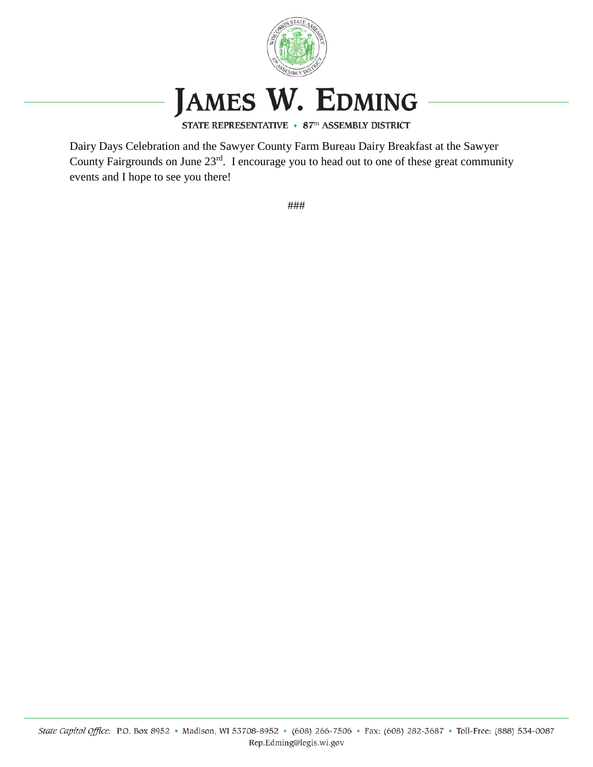Dairy Days Celebration and the Sawyer County Farm Bureau Dairy Breakfast at the Sawyer County Fairgrounds on June 23rd. I encourage you to head out to one of these great community events and I hope to see you there!

###